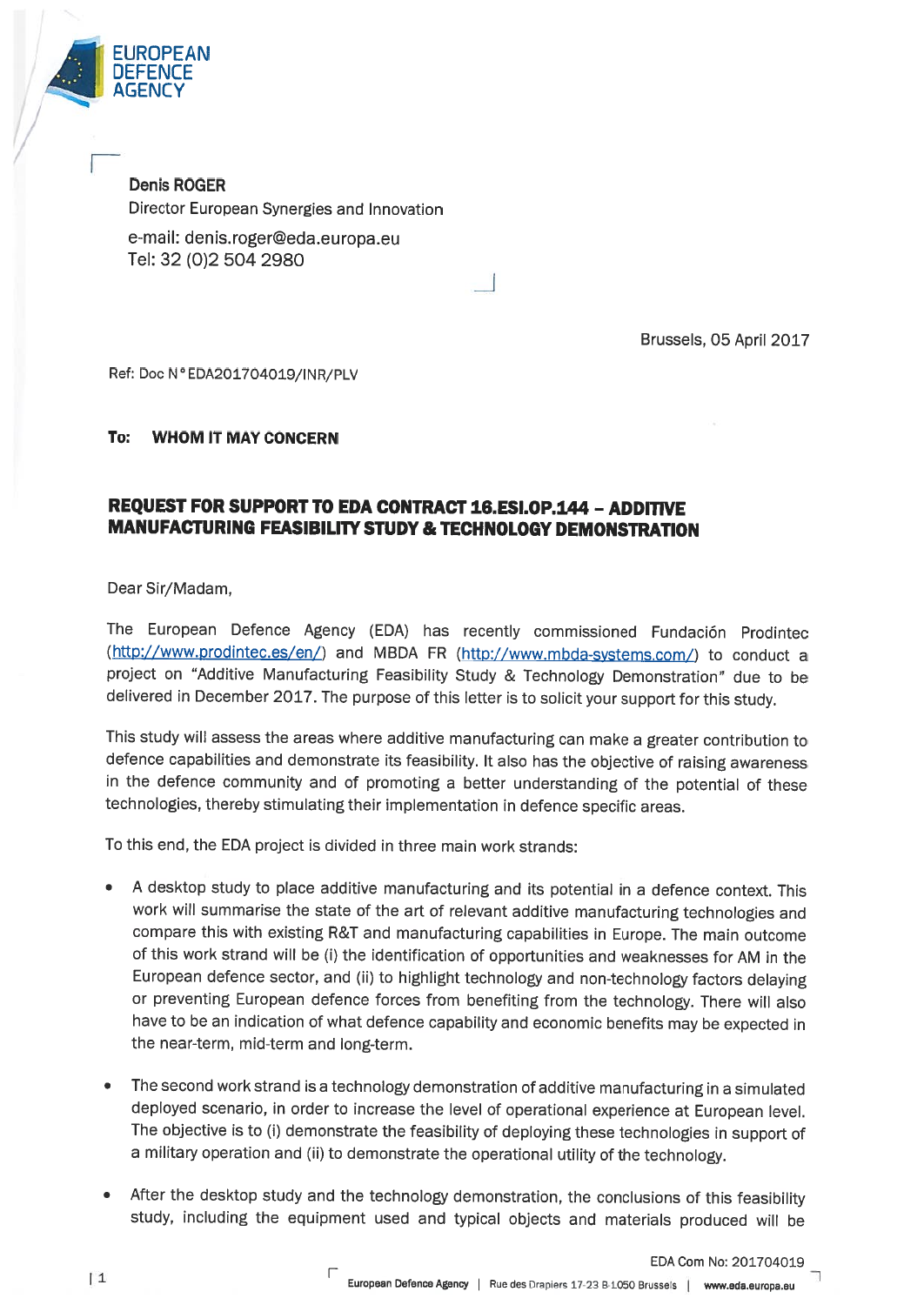EUROPEAN DEFENCE AGENCY

**Denis ROGER**
Director European Synergies and Innovation
e-mail: denis.roger@eda.europa.eu
Tel: 32 (0)2 504 2980

Brussels, 05 April 2017

Ref: Doc N° EDA201704019/INR/PLV

**To: WHOM IT MAY CONCERN**

**REQUEST FOR SUPPORT TO EDA CONTRACT 16.ESI.OP.144 – ADDITIVE MANUFACTURING FEASIBILITY STUDY & TECHNOLOGY DEMONSTRATION**

Dear Sir/Madam,

The European Defence Agency (EDA) has recently commissioned Fundación Prodintec (http://www.prodintec.es/en/) and MBDA FR (http://www.mbda-systems.com/) to conduct a project on "Additive Manufacturing Feasibility Study & Technology Demonstration" due to be delivered in December 2017. The purpose of this letter is to solicit your support for this study.

This study will assess the areas where additive manufacturing can make a greater contribution to defence capabilities and demonstrate its feasibility. It also has the objective of raising awareness in the defence community and of promoting a better understanding of the potential of these technologies, thereby stimulating their implementation in defence specific areas.

To this end, the EDA project is divided in three main work strands:

- A desktop study to place additive manufacturing and its potential in a defence context. This work will summarise the state of the art of relevant additive manufacturing technologies and compare this with existing R&T and manufacturing capabilities in Europe. The main outcome of this work strand will be (i) the identification of opportunities and weaknesses for AM in the European defence sector, and (ii) to highlight technology and non-technology factors delaying or preventing European defence forces from benefiting from the technology. There will also have to be an indication of what defence capability and economic benefits may be expected in the near-term, mid-term and long-term.

- The second work strand is a technology demonstration of additive manufacturing in a simulated deployed scenario, in order to increase the level of operational experience at European level. The objective is to (i) demonstrate the feasibility of deploying these technologies in support of a military operation and (ii) to demonstrate the operational utility of the technology.

- After the desktop study and the technology demonstration, the conclusions of this feasibility study, including the equipment used and typical objects and materials produced will be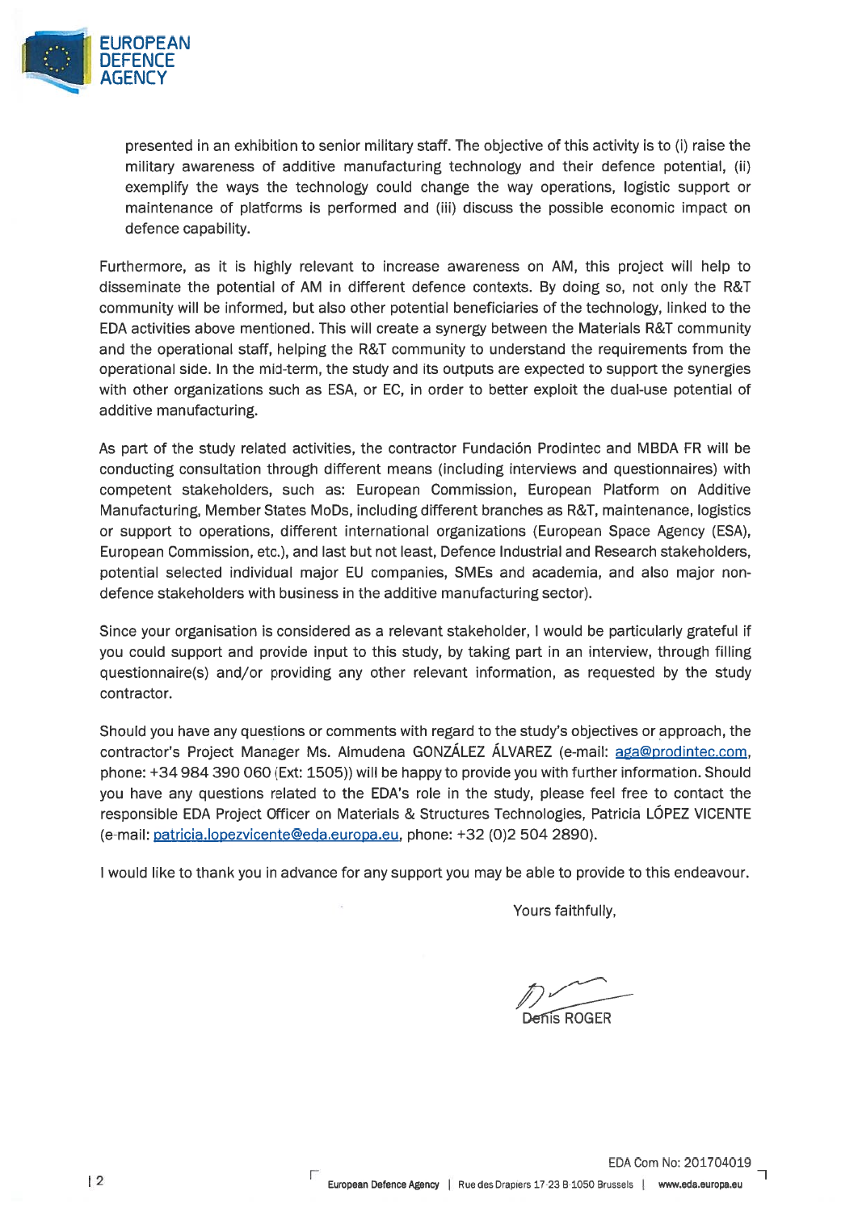presented in an exhibition to senior military staff. The objective of this activity is to (i) raise the military awareness of additive manufacturing technology and their defence potential, (ii) exemplify the ways the technology could change the way operations, logistic support or maintenance of platforms is performed and (iii) discuss the possible economic impact on defence capability.

Furthermore, as it is highly relevant to increase awareness on AM, this project will help to disseminate the potential of AM in different defence contexts. By doing so, not only the R&T community will be informed, but also other potential beneficiaries of the technology, linked to the EDA activities above mentioned. This will create a synergy between the Materials R&T community and the operational staff, helping the R&T community to understand the requirements from the operational side. In the mid-term, the study and its outputs are expected to support the synergies with other organizations such as ESA, or EC, in order to better exploit the dual-use potential of additive manufacturing.

As part of the study related activities, the contractor Fundación Prodintec and MBDA FR will be conducting consultation through different means (including interviews and questionnaires) with competent stakeholders, such as: European Commission, European Platform on Additive Manufacturing, Member States MoDs, including different branches as R&T, maintenance, logistics or support to operations, different international organizations (European Space Agency (ESA), European Commission, etc.), and last but not least, Defence Industrial and Research stakeholders, potential selected individual major EU companies, SMEs and academia, and also major non-defence stakeholders with business in the additive manufacturing sector).

Since your organisation is considered as a relevant stakeholder, I would be particularly grateful if you could support and provide input to this study, by taking part in an interview, through filling questionnaire(s) and/or providing any other relevant information, as requested by the study contractor.

Should you have any questions or comments with regard to the study's objectives or approach, the contractor's Project Manager Ms. Almudena GONZÁLEZ ÁLVAREZ (e-mail: aga@prodintec.com, phone: +34 984 390 060 (Ext: 1505)) will be happy to provide you with further information. Should you have any questions related to the EDA's role in the study, please feel free to contact the responsible EDA Project Officer on Materials & Structures Technologies, Patricia LÓPEZ VICENTE (e-mail: patricia.lopezvicente@eda.europa.eu, phone: +32 (0)2 504 2890).

I would like to thank you in advance for any support you may be able to provide to this endeavour.

Yours faithfully,

Denis ROGER

EDA Com No: 201704019